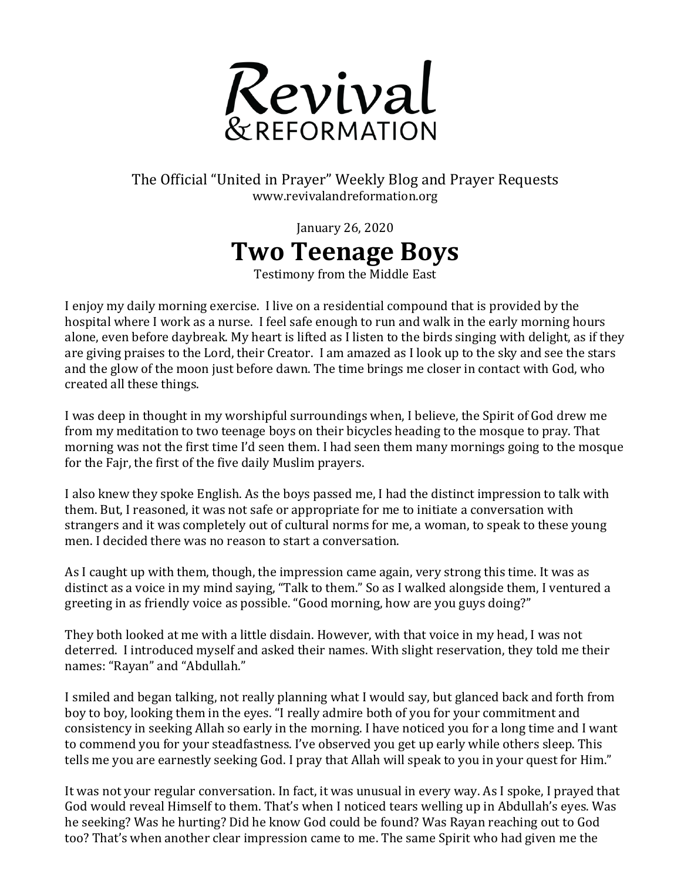# Revival & Reformation

The Official "United in Prayer" Weekly Blog and Prayer Requests
www.revivalandreformation.org

January 26, 2020

## Two Teenage Boys

Testimony from the Middle East

I enjoy my daily morning exercise. I live on a residential compound that is provided by the hospital where I work as a nurse. I feel safe enough to run and walk in the early morning hours alone, even before daybreak. My heart is lifted as I listen to the birds singing with delight, as if they are giving praises to the Lord, their Creator. I am amazed as I look up to the sky and see the stars and the glow of the moon just before dawn. The time brings me closer in contact with God, who created all these things.

I was deep in thought in my worshipful surroundings when, I believe, the Spirit of God drew me from my meditation to two teenage boys on their bicycles heading to the mosque to pray. That morning was not the first time I'd seen them. I had seen them many mornings going to the mosque for the Fajr, the first of the five daily Muslim prayers.

I also knew they spoke English. As the boys passed me, I had the distinct impression to talk with them. But, I reasoned, it was not safe or appropriate for me to initiate a conversation with strangers and it was completely out of cultural norms for me, a woman, to speak to these young men. I decided there was no reason to start a conversation.

As I caught up with them, though, the impression came again, very strong this time. It was as distinct as a voice in my mind saying, "Talk to them." So as I walked alongside them, I ventured a greeting in as friendly voice as possible. "Good morning, how are you guys doing?"

They both looked at me with a little disdain. However, with that voice in my head, I was not deterred. I introduced myself and asked their names. With slight reservation, they told me their names: "Rayan" and "Abdullah."

I smiled and began talking, not really planning what I would say, but glanced back and forth from boy to boy, looking them in the eyes. "I really admire both of you for your commitment and consistency in seeking Allah so early in the morning. I have noticed you for a long time and I want to commend you for your steadfastness. I've observed you get up early while others sleep. This tells me you are earnestly seeking God. I pray that Allah will speak to you in your quest for Him."

It was not your regular conversation. In fact, it was unusual in every way. As I spoke, I prayed that God would reveal Himself to them. That's when I noticed tears welling up in Abdullah's eyes. Was he seeking? Was he hurting? Did he know God could be found? Was Rayan reaching out to God too? That's when another clear impression came to me. The same Spirit who had given me the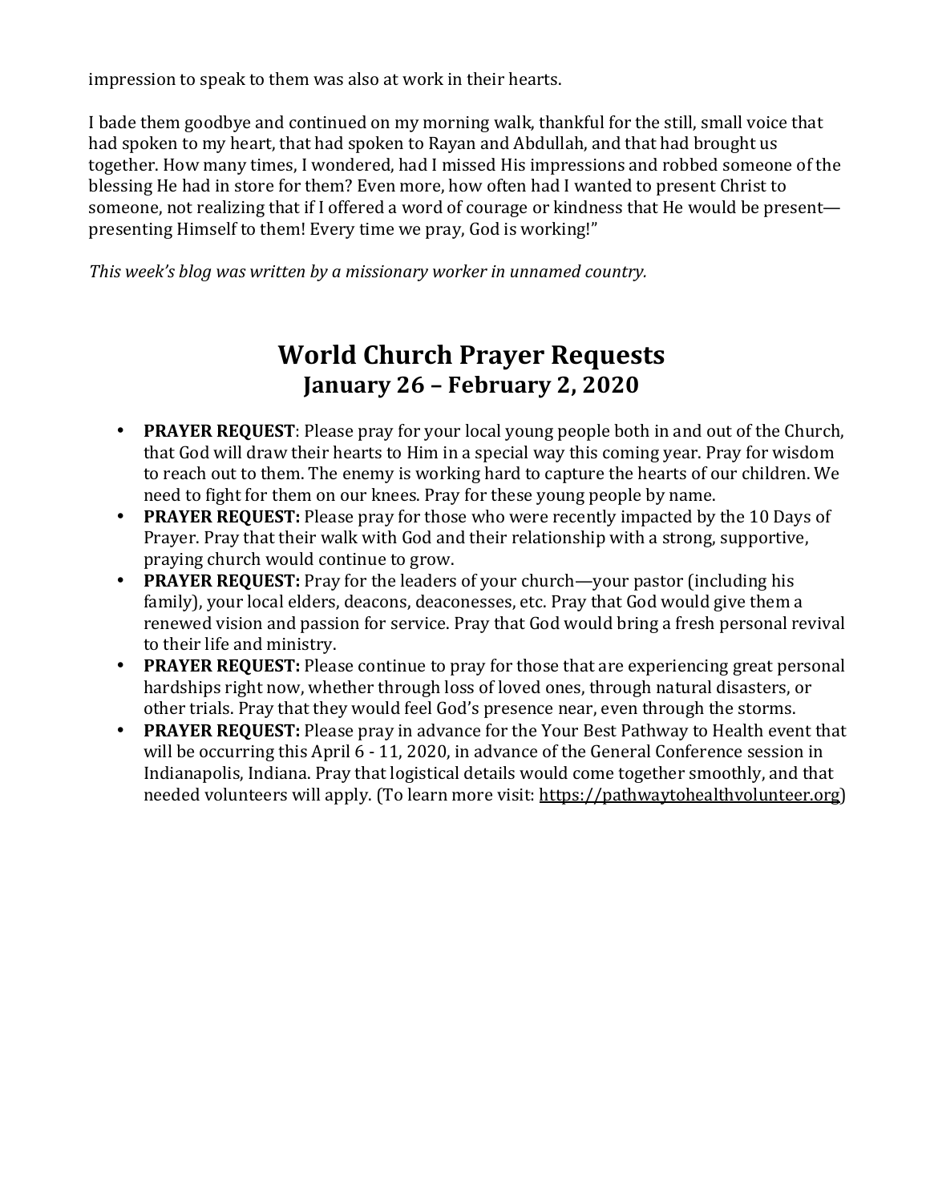impression to speak to them was also at work in their hearts.

I bade them goodbye and continued on my morning walk, thankful for the still, small voice that had spoken to my heart, that had spoken to Rayan and Abdullah, and that had brought us together. How many times, I wondered, had I missed His impressions and robbed someone of the blessing He had in store for them? Even more, how often had I wanted to present Christ to someone, not realizing that if I offered a word of courage or kindness that He would be present—presenting Himself to them! Every time we pray, God is working!"

*This week's blog was written by a missionary worker in unnamed country.*

## World Church Prayer Requests
### January 26 – February 2, 2020

- **PRAYER REQUEST**: Please pray for your local young people both in and out of the Church, that God will draw their hearts to Him in a special way this coming year. Pray for wisdom to reach out to them. The enemy is working hard to capture the hearts of our children. We need to fight for them on our knees. Pray for these young people by name.
- **PRAYER REQUEST:** Please pray for those who were recently impacted by the 10 Days of Prayer. Pray that their walk with God and their relationship with a strong, supportive, praying church would continue to grow.
- **PRAYER REQUEST:** Pray for the leaders of your church—your pastor (including his family), your local elders, deacons, deaconesses, etc. Pray that God would give them a renewed vision and passion for service. Pray that God would bring a fresh personal revival to their life and ministry.
- **PRAYER REQUEST:** Please continue to pray for those that are experiencing great personal hardships right now, whether through loss of loved ones, through natural disasters, or other trials. Pray that they would feel God's presence near, even through the storms.
- **PRAYER REQUEST:** Please pray in advance for the Your Best Pathway to Health event that will be occurring this April 6 - 11, 2020, in advance of the General Conference session in Indianapolis, Indiana. Pray that logistical details would come together smoothly, and that needed volunteers will apply. (To learn more visit: https://pathwaytohealthvolunteer.org)